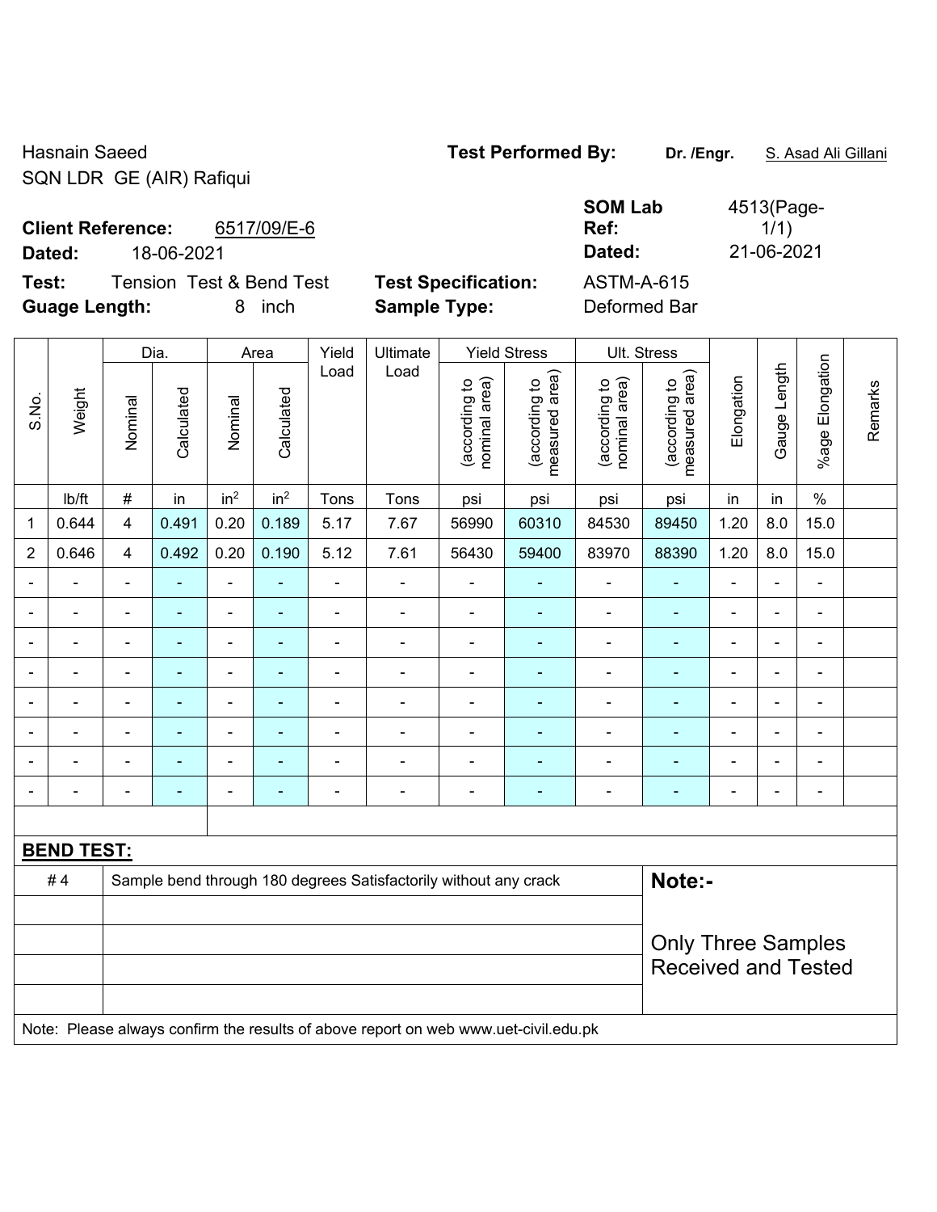Hasnain Saeed
SQN LDR GE (AIR) Rafiqui

**Test Performed By:** Dr. /Engr. S. Asad Ali Gillani

**Client Reference:** 6517/09/E-6
**Dated:** 18-06-2021

**SOM Lab Ref:** 4513(Page-1/1)
**Dated:** 21-06-2021

**Test:** Tension Test & Bend Test
**Guage Length:** 8 inch

**Test Specification:** ASTM-A-615
**Sample Type:** Deformed Bar

| S.No. | Weight | Dia. | | Area | | Yield Load | Ultimate Load | Yield Stress | | Ult. Stress | | Elongation | Gauge Length | %age Elongation | Remarks |
|---|---|---|---|---|---|---|---|---|---|---|---|---|---|---|---|
| | | Nominal | Calculated | Nominal | Calculated | | | (according to nominal area) | (according to measured area) | (according to nominal area) | (according to measured area) | | | | |
| | lb/ft | # | in | in$^2$ | in$^2$ | Tons | Tons | psi | psi | psi | psi | in | in | % | |
| 1 | 0.644 | 4 | 0.491 | 0.20 | 0.189 | 5.17 | 7.67 | 56990 | 60310 | 84530 | 89450 | 1.20 | 8.0 | 15.0 | |
| 2 | 0.646 | 4 | 0.492 | 0.20 | 0.190 | 5.12 | 7.61 | 56430 | 59400 | 83970 | 88390 | 1.20 | 8.0 | 15.0 | |
| - | - | - | - | - | - | - | - | - | - | - | - | - | - | - | |
| - | - | - | - | - | - | - | - | - | - | - | - | - | - | - | |
| - | - | - | - | - | - | - | - | - | - | - | - | - | - | - | |
| - | - | - | - | - | - | - | - | - | - | - | - | - | - | - | |
| - | - | - | - | - | - | - | - | - | - | - | - | - | - | - | |
| - | - | - | - | - | - | - | - | - | - | - | - | - | - | - | |
| - | - | - | - | - | - | - | - | - | - | - | - | - | - | - | |
| - | - | - | - | - | - | - | - | - | - | - | - | - | - | - | |

**BEND TEST:**

| | | |
|---|---|---|
| # 4 | Sample bend through 180 degrees Satisfactorily without any crack | **Note:-** Only Three Samples Received and Tested |

Note: Please always confirm the results of above report on web www.uet-civil.edu.pk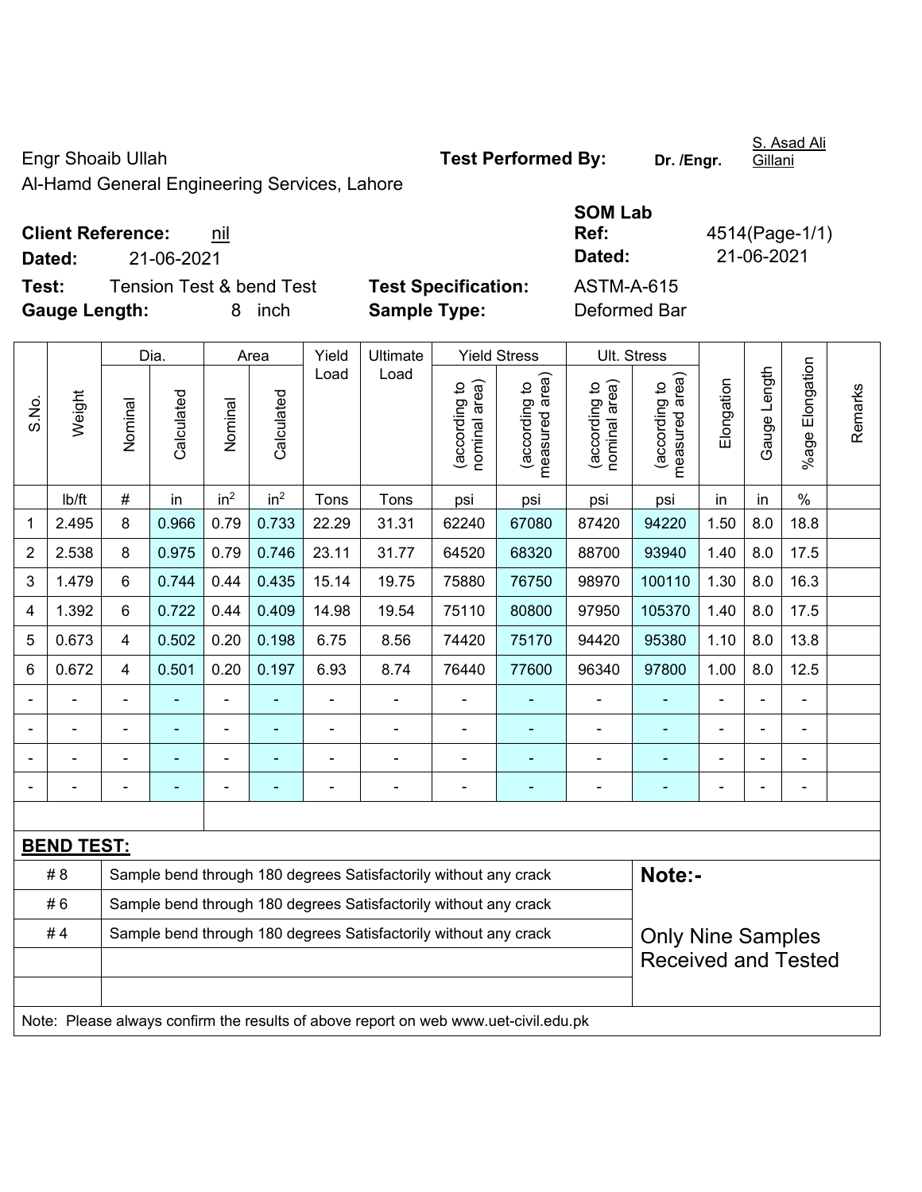Engr Shoaib Ullah

Al-Hamd General Engineering Services, Lahore

**Test Performed By:** **Dr. /Engr.** S. Asad Ali Gillani

**Client Reference:** nil

**Dated:** 21-06-2021

**SOM Lab Ref:** 4514(Page-1/1)

**Dated:** 21-06-2021

**Test:** Tension Test & bend Test

**Test Specification:** ASTM-A-615

**Gauge Length:** 8 inch

**Sample Type:** Deformed Bar

| S.No. | Weight | Dia. | | Area | | Yield Load | Ultimate Load | Yield Stress | | Ult. Stress | | Elongation | Gauge Length | %age Elongation | Remarks |
|---|---|---|---|---|---|---|---|---|---|---|---|---|---|---|---|
| | | Nominal | Calculated | Nominal | Calculated | | | (according to nominal area) | (according to measured area) | (according to nominal area) | (according to measured area) | | | | |
| | lb/ft | # | in | in$^2$ | in$^2$ | Tons | Tons | psi | psi | psi | psi | in | in | % | |
| 1 | 2.495 | 8 | 0.966 | 0.79 | 0.733 | 22.29 | 31.31 | 62240 | 67080 | 87420 | 94220 | 1.50 | 8.0 | 18.8 | |
| 2 | 2.538 | 8 | 0.975 | 0.79 | 0.746 | 23.11 | 31.77 | 64520 | 68320 | 88700 | 93940 | 1.40 | 8.0 | 17.5 | |
| 3 | 1.479 | 6 | 0.744 | 0.44 | 0.435 | 15.14 | 19.75 | 75880 | 76750 | 98970 | 100110 | 1.30 | 8.0 | 16.3 | |
| 4 | 1.392 | 6 | 0.722 | 0.44 | 0.409 | 14.98 | 19.54 | 75110 | 80800 | 97950 | 105370 | 1.40 | 8.0 | 17.5 | |
| 5 | 0.673 | 4 | 0.502 | 0.20 | 0.198 | 6.75 | 8.56 | 74420 | 75170 | 94420 | 95380 | 1.10 | 8.0 | 13.8 | |
| 6 | 0.672 | 4 | 0.501 | 0.20 | 0.197 | 6.93 | 8.74 | 76440 | 77600 | 96340 | 97800 | 1.00 | 8.0 | 12.5 | |
| - | - | - | - | - | - | - | - | - | - | - | - | - | - | - | |
| - | - | - | - | - | - | - | - | - | - | - | - | - | - | - | |
| - | - | - | - | - | - | - | - | - | - | - | - | - | - | - | |
| - | - | - | - | - | - | - | - | - | - | - | - | - | - | - | |

**BEND TEST:**

| | | |
|---|---|---|
| # 8 | Sample bend through 180 degrees Satisfactorily without any crack | **Note:-** |
| # 6 | Sample bend through 180 degrees Satisfactorily without any crack | |
| # 4 | Sample bend through 180 degrees Satisfactorily without any crack | Only Nine Samples Received and Tested |

Note: Please always confirm the results of above report on web www.uet-civil.edu.pk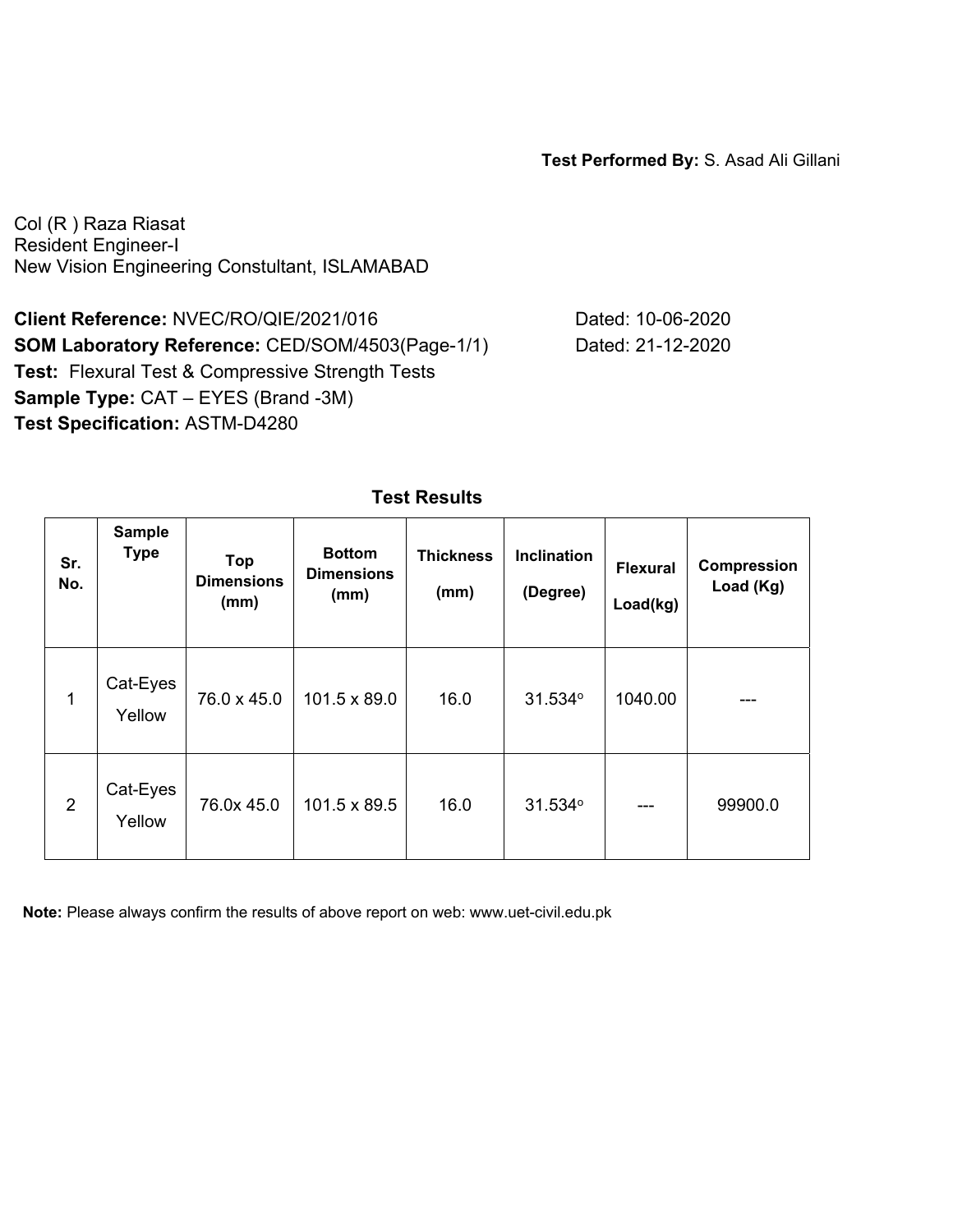**Test Performed By:** S. Asad Ali Gillani

Col (R ) Raza Riasat
Resident Engineer-I
New Vision Engineering Constultant, ISLAMABAD

**Client Reference:** NVEC/RO/QIE/2021/016 Dated: 10-06-2020
**SOM Laboratory Reference:** CED/SOM/4503(Page-1/1) Dated: 21-12-2020
**Test:** Flexural Test & Compressive Strength Tests
**Sample Type:** CAT – EYES (Brand -3M)
**Test Specification:** ASTM-D4280

## Test Results

| Sr. No. | Sample Type | Top Dimensions (mm) | Bottom Dimensions (mm) | Thickness (mm) | Inclination (Degree) | Flexural Load(kg) | Compression Load (Kg) |
|---|---|---|---|---|---|---|---|
| 1 | Cat-Eyes Yellow | 76.0 x 45.0 | 101.5 x 89.0 | 16.0 | 31.534° | 1040.00 | --- |
| 2 | Cat-Eyes Yellow | 76.0x 45.0 | 101.5 x 89.5 | 16.0 | 31.534° | --- | 99900.0 |

**Note:** Please always confirm the results of above report on web: www.uet-civil.edu.pk